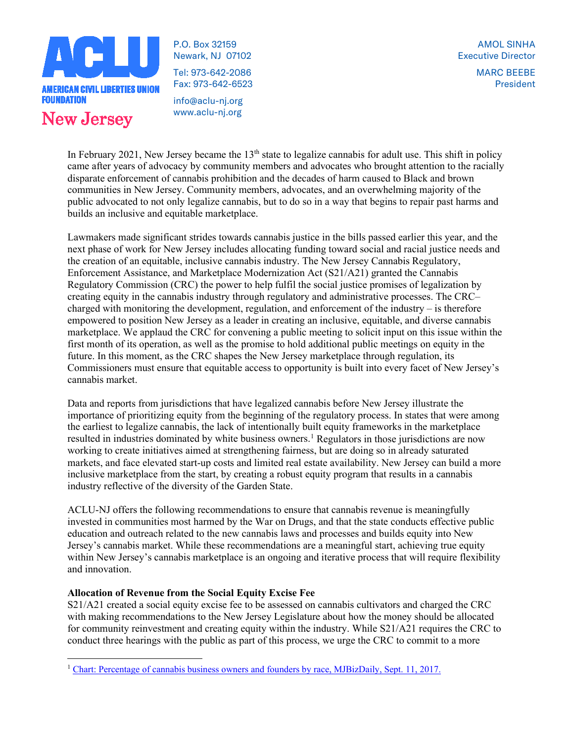**ACLU**

**AMERICAN CIVIL LIBERTIES UNION FOUNDATION**

**New Jersey**

P.O. Box 32159
Newark, NJ 07102

Tel: 973-642-2086
Fax: 973-642-6523

info@aclu-nj.org
www.aclu-nj.org

AMOL SINHA
Executive Director

MARC BEEBE
President

In February 2021, New Jersey became the 13th state to legalize cannabis for adult use. This shift in policy came after years of advocacy by community members and advocates who brought attention to the racially disparate enforcement of cannabis prohibition and the decades of harm caused to Black and brown communities in New Jersey. Community members, advocates, and an overwhelming majority of the public advocated to not only legalize cannabis, but to do so in a way that begins to repair past harms and builds an inclusive and equitable marketplace.

Lawmakers made significant strides towards cannabis justice in the bills passed earlier this year, and the next phase of work for New Jersey includes allocating funding toward social and racial justice needs and the creation of an equitable, inclusive cannabis industry. The New Jersey Cannabis Regulatory, Enforcement Assistance, and Marketplace Modernization Act (S21/A21) granted the Cannabis Regulatory Commission (CRC) the power to help fulfil the social justice promises of legalization by creating equity in the cannabis industry through regulatory and administrative processes. The CRC– charged with monitoring the development, regulation, and enforcement of the industry – is therefore empowered to position New Jersey as a leader in creating an inclusive, equitable, and diverse cannabis marketplace. We applaud the CRC for convening a public meeting to solicit input on this issue within the first month of its operation, as well as the promise to hold additional public meetings on equity in the future. In this moment, as the CRC shapes the New Jersey marketplace through regulation, its Commissioners must ensure that equitable access to opportunity is built into every facet of New Jersey's cannabis market.

Data and reports from jurisdictions that have legalized cannabis before New Jersey illustrate the importance of prioritizing equity from the beginning of the regulatory process. In states that were among the earliest to legalize cannabis, the lack of intentionally built equity frameworks in the marketplace resulted in industries dominated by white business owners.[1] Regulators in those jurisdictions are now working to create initiatives aimed at strengthening fairness, but are doing so in already saturated markets, and face elevated start-up costs and limited real estate availability. New Jersey can build a more inclusive marketplace from the start, by creating a robust equity program that results in a cannabis industry reflective of the diversity of the Garden State.

ACLU-NJ offers the following recommendations to ensure that cannabis revenue is meaningfully invested in communities most harmed by the War on Drugs, and that the state conducts effective public education and outreach related to the new cannabis laws and processes and builds equity into New Jersey's cannabis market. While these recommendations are a meaningful start, achieving true equity within New Jersey's cannabis marketplace is an ongoing and iterative process that will require flexibility and innovation.

**Allocation of Revenue from the Social Equity Excise Fee**

S21/A21 created a social equity excise fee to be assessed on cannabis cultivators and charged the CRC with making recommendations to the New Jersey Legislature about how the money should be allocated for community reinvestment and creating equity within the industry. While S21/A21 requires the CRC to conduct three hearings with the public as part of this process, we urge the CRC to commit to a more

[1] Chart: Percentage of cannabis business owners and founders by race, MJBizDaily, Sept. 11, 2017.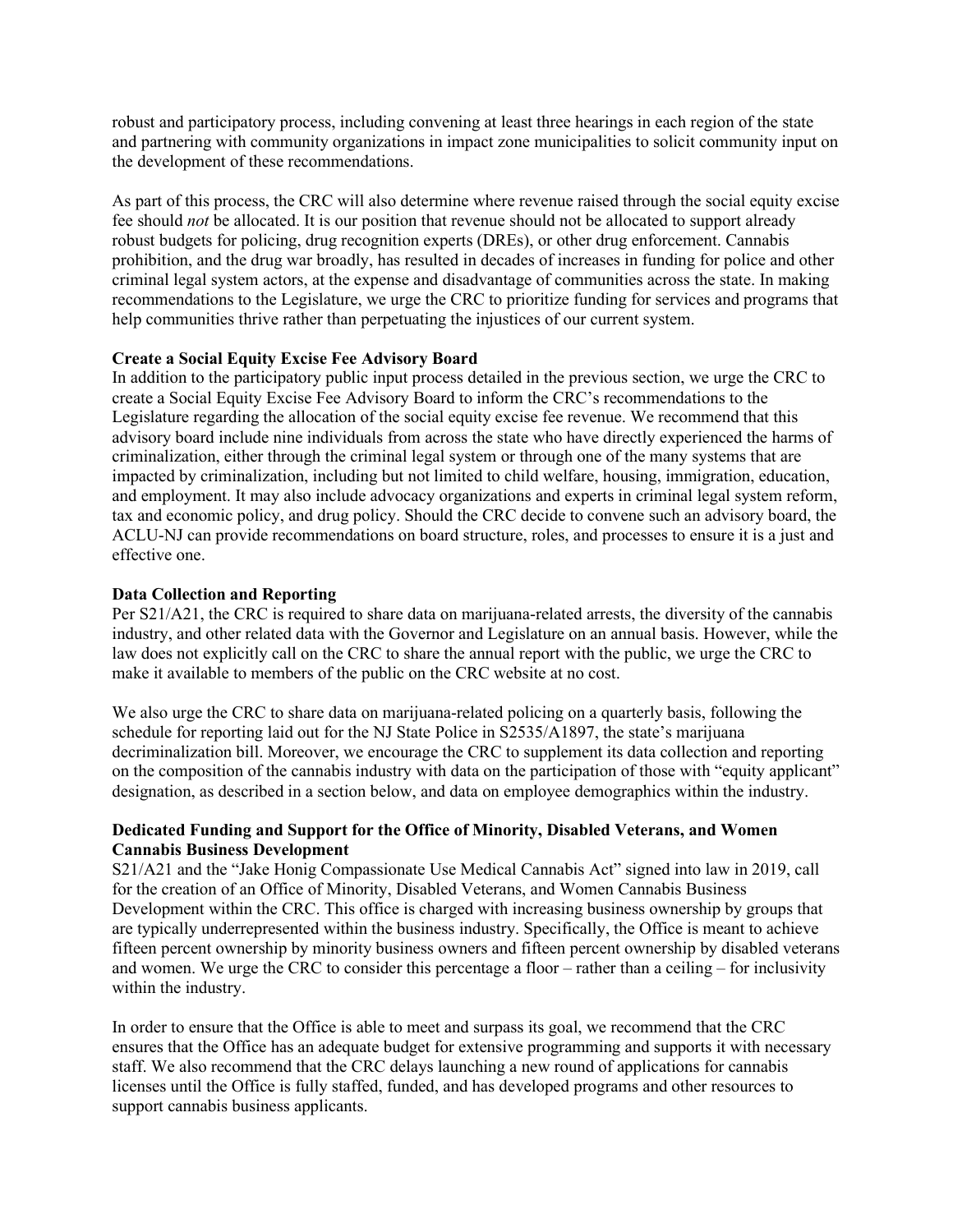robust and participatory process, including convening at least three hearings in each region of the state and partnering with community organizations in impact zone municipalities to solicit community input on the development of these recommendations.

As part of this process, the CRC will also determine where revenue raised through the social equity excise fee should *not* be allocated. It is our position that revenue should not be allocated to support already robust budgets for policing, drug recognition experts (DREs), or other drug enforcement. Cannabis prohibition, and the drug war broadly, has resulted in decades of increases in funding for police and other criminal legal system actors, at the expense and disadvantage of communities across the state. In making recommendations to the Legislature, we urge the CRC to prioritize funding for services and programs that help communities thrive rather than perpetuating the injustices of our current system.

**Create a Social Equity Excise Fee Advisory Board**

In addition to the participatory public input process detailed in the previous section, we urge the CRC to create a Social Equity Excise Fee Advisory Board to inform the CRC's recommendations to the Legislature regarding the allocation of the social equity excise fee revenue. We recommend that this advisory board include nine individuals from across the state who have directly experienced the harms of criminalization, either through the criminal legal system or through one of the many systems that are impacted by criminalization, including but not limited to child welfare, housing, immigration, education, and employment. It may also include advocacy organizations and experts in criminal legal system reform, tax and economic policy, and drug policy. Should the CRC decide to convene such an advisory board, the ACLU-NJ can provide recommendations on board structure, roles, and processes to ensure it is a just and effective one.

**Data Collection and Reporting**

Per S21/A21, the CRC is required to share data on marijuana-related arrests, the diversity of the cannabis industry, and other related data with the Governor and Legislature on an annual basis. However, while the law does not explicitly call on the CRC to share the annual report with the public, we urge the CRC to make it available to members of the public on the CRC website at no cost.

We also urge the CRC to share data on marijuana-related policing on a quarterly basis, following the schedule for reporting laid out for the NJ State Police in S2535/A1897, the state's marijuana decriminalization bill. Moreover, we encourage the CRC to supplement its data collection and reporting on the composition of the cannabis industry with data on the participation of those with "equity applicant" designation, as described in a section below, and data on employee demographics within the industry.

**Dedicated Funding and Support for the Office of Minority, Disabled Veterans, and Women Cannabis Business Development**

S21/A21 and the "Jake Honig Compassionate Use Medical Cannabis Act" signed into law in 2019, call for the creation of an Office of Minority, Disabled Veterans, and Women Cannabis Business Development within the CRC. This office is charged with increasing business ownership by groups that are typically underrepresented within the business industry. Specifically, the Office is meant to achieve fifteen percent ownership by minority business owners and fifteen percent ownership by disabled veterans and women. We urge the CRC to consider this percentage a floor – rather than a ceiling – for inclusivity within the industry.

In order to ensure that the Office is able to meet and surpass its goal, we recommend that the CRC ensures that the Office has an adequate budget for extensive programming and supports it with necessary staff. We also recommend that the CRC delays launching a new round of applications for cannabis licenses until the Office is fully staffed, funded, and has developed programs and other resources to support cannabis business applicants.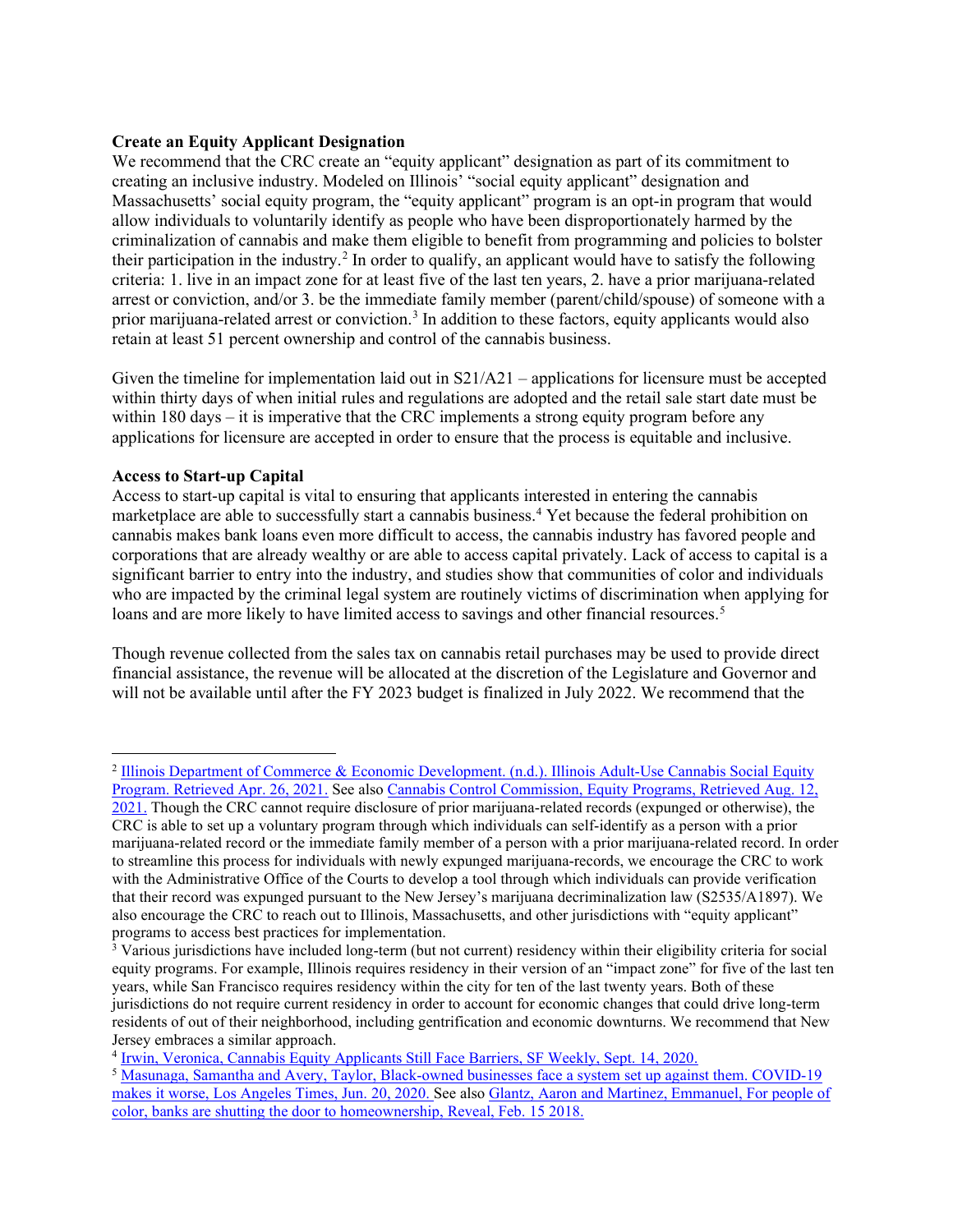**Create an Equity Applicant Designation**

We recommend that the CRC create an "equity applicant" designation as part of its commitment to creating an inclusive industry. Modeled on Illinois' "social equity applicant" designation and Massachusetts' social equity program, the "equity applicant" program is an opt-in program that would allow individuals to voluntarily identify as people who have been disproportionately harmed by the criminalization of cannabis and make them eligible to benefit from programming and policies to bolster their participation in the industry.[2] In order to qualify, an applicant would have to satisfy the following criteria: 1. live in an impact zone for at least five of the last ten years, 2. have a prior marijuana-related arrest or conviction, and/or 3. be the immediate family member (parent/child/spouse) of someone with a prior marijuana-related arrest or conviction.[3] In addition to these factors, equity applicants would also retain at least 51 percent ownership and control of the cannabis business.

Given the timeline for implementation laid out in S21/A21 – applications for licensure must be accepted within thirty days of when initial rules and regulations are adopted and the retail sale start date must be within 180 days – it is imperative that the CRC implements a strong equity program before any applications for licensure are accepted in order to ensure that the process is equitable and inclusive.

**Access to Start-up Capital**

Access to start-up capital is vital to ensuring that applicants interested in entering the cannabis marketplace are able to successfully start a cannabis business.[4] Yet because the federal prohibition on cannabis makes bank loans even more difficult to access, the cannabis industry has favored people and corporations that are already wealthy or are able to access capital privately. Lack of access to capital is a significant barrier to entry into the industry, and studies show that communities of color and individuals who are impacted by the criminal legal system are routinely victims of discrimination when applying for loans and are more likely to have limited access to savings and other financial resources.[5]

Though revenue collected from the sales tax on cannabis retail purchases may be used to provide direct financial assistance, the revenue will be allocated at the discretion of the Legislature and Governor and will not be available until after the FY 2023 budget is finalized in July 2022. We recommend that the

---

[2] Illinois Department of Commerce & Economic Development. (n.d.). Illinois Adult-Use Cannabis Social Equity Program. Retrieved Apr. 26, 2021. See also Cannabis Control Commission, Equity Programs, Retrieved Aug. 12, 2021. Though the CRC cannot require disclosure of prior marijuana-related records (expunged or otherwise), the CRC is able to set up a voluntary program through which individuals can self-identify as a person with a prior marijuana-related record or the immediate family member of a person with a prior marijuana-related record. In order to streamline this process for individuals with newly expunged marijuana-records, we encourage the CRC to work with the Administrative Office of the Courts to develop a tool through which individuals can provide verification that their record was expunged pursuant to the New Jersey's marijuana decriminalization law (S2535/A1897). We also encourage the CRC to reach out to Illinois, Massachusetts, and other jurisdictions with "equity applicant" programs to access best practices for implementation.

[3] Various jurisdictions have included long-term (but not current) residency within their eligibility criteria for social equity programs. For example, Illinois requires residency in their version of an "impact zone" for five of the last ten years, while San Francisco requires residency within the city for ten of the last twenty years. Both of these jurisdictions do not require current residency in order to account for economic changes that could drive long-term residents of out of their neighborhood, including gentrification and economic downturns. We recommend that New Jersey embraces a similar approach.

[4] Irwin, Veronica, Cannabis Equity Applicants Still Face Barriers, SF Weekly, Sept. 14, 2020.

[5] Masunaga, Samantha and Avery, Taylor, Black-owned businesses face a system set up against them. COVID-19 makes it worse, Los Angeles Times, Jun. 20, 2020. See also Glantz, Aaron and Martinez, Emmanuel, For people of color, banks are shutting the door to homeownership, Reveal, Feb. 15 2018.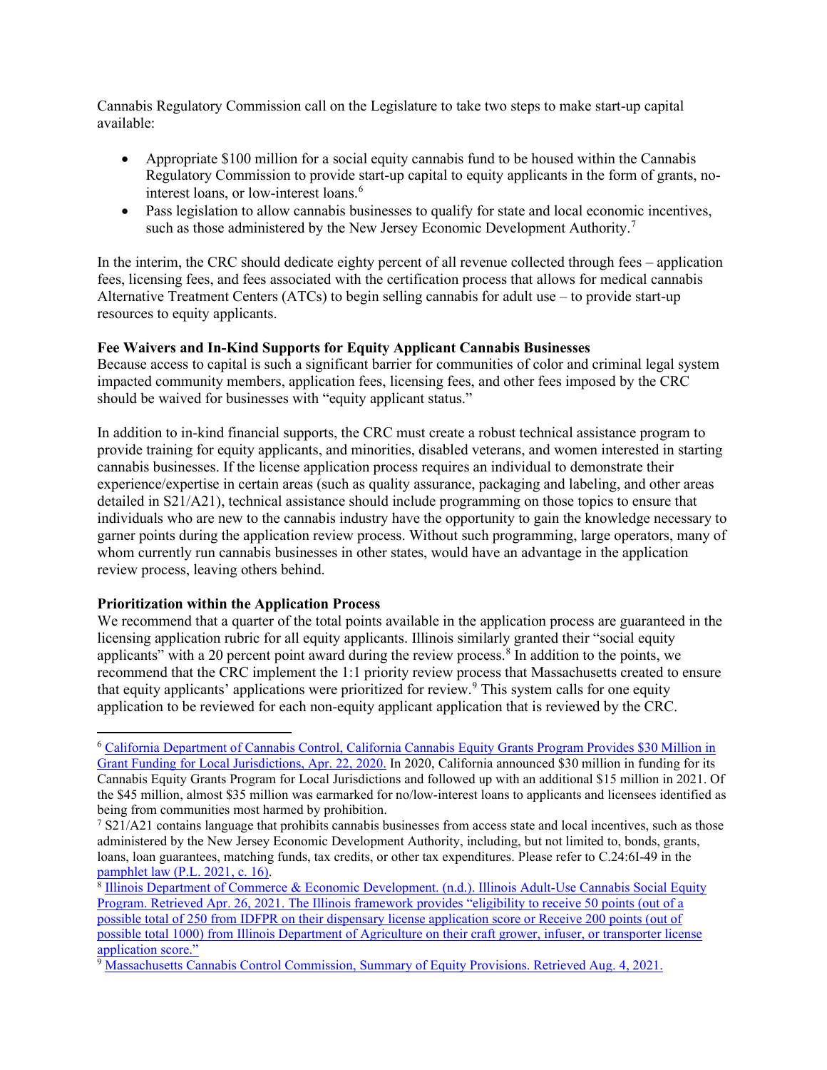Cannabis Regulatory Commission call on the Legislature to take two steps to make start-up capital available:

- Appropriate $100 million for a social equity cannabis fund to be housed within the Cannabis Regulatory Commission to provide start-up capital to equity applicants in the form of grants, no-interest loans, or low-interest loans.[6]
- Pass legislation to allow cannabis businesses to qualify for state and local economic incentives, such as those administered by the New Jersey Economic Development Authority.[7]

In the interim, the CRC should dedicate eighty percent of all revenue collected through fees – application fees, licensing fees, and fees associated with the certification process that allows for medical cannabis Alternative Treatment Centers (ATCs) to begin selling cannabis for adult use – to provide start-up resources to equity applicants.

**Fee Waivers and In-Kind Supports for Equity Applicant Cannabis Businesses**

Because access to capital is such a significant barrier for communities of color and criminal legal system impacted community members, application fees, licensing fees, and other fees imposed by the CRC should be waived for businesses with "equity applicant status."

In addition to in-kind financial supports, the CRC must create a robust technical assistance program to provide training for equity applicants, and minorities, disabled veterans, and women interested in starting cannabis businesses. If the license application process requires an individual to demonstrate their experience/expertise in certain areas (such as quality assurance, packaging and labeling, and other areas detailed in S21/A21), technical assistance should include programming on those topics to ensure that individuals who are new to the cannabis industry have the opportunity to gain the knowledge necessary to garner points during the application review process. Without such programming, large operators, many of whom currently run cannabis businesses in other states, would have an advantage in the application review process, leaving others behind.

**Prioritization within the Application Process**

We recommend that a quarter of the total points available in the application process are guaranteed in the licensing application rubric for all equity applicants. Illinois similarly granted their "social equity applicants" with a 20 percent point award during the review process.[8] In addition to the points, we recommend that the CRC implement the 1:1 priority review process that Massachusetts created to ensure that equity applicants' applications were prioritized for review.[9] This system calls for one equity application to be reviewed for each non-equity applicant application that is reviewed by the CRC.

---

[6] California Department of Cannabis Control, California Cannabis Equity Grants Program Provides $30 Million in Grant Funding for Local Jurisdictions, Apr. 22, 2020. In 2020, California announced $30 million in funding for its Cannabis Equity Grants Program for Local Jurisdictions and followed up with an additional $15 million in 2021. Of the $45 million, almost $35 million was earmarked for no/low-interest loans to applicants and licensees identified as being from communities most harmed by prohibition.

[7] S21/A21 contains language that prohibits cannabis businesses from access state and local incentives, such as those administered by the New Jersey Economic Development Authority, including, but not limited to, bonds, grants, loans, loan guarantees, matching funds, tax credits, or other tax expenditures. Please refer to C.24:6I-49 in the pamphlet law (P.L. 2021, c. 16).

[8] Illinois Department of Commerce & Economic Development. (n.d.). Illinois Adult-Use Cannabis Social Equity Program. Retrieved Apr. 26, 2021. The Illinois framework provides "eligibility to receive 50 points (out of a possible total of 250 from IDFPR on their dispensary license application score or Receive 200 points (out of possible total 1000) from Illinois Department of Agriculture on their craft grower, infuser, or transporter license application score."

[9] Massachusetts Cannabis Control Commission, Summary of Equity Provisions. Retrieved Aug. 4, 2021.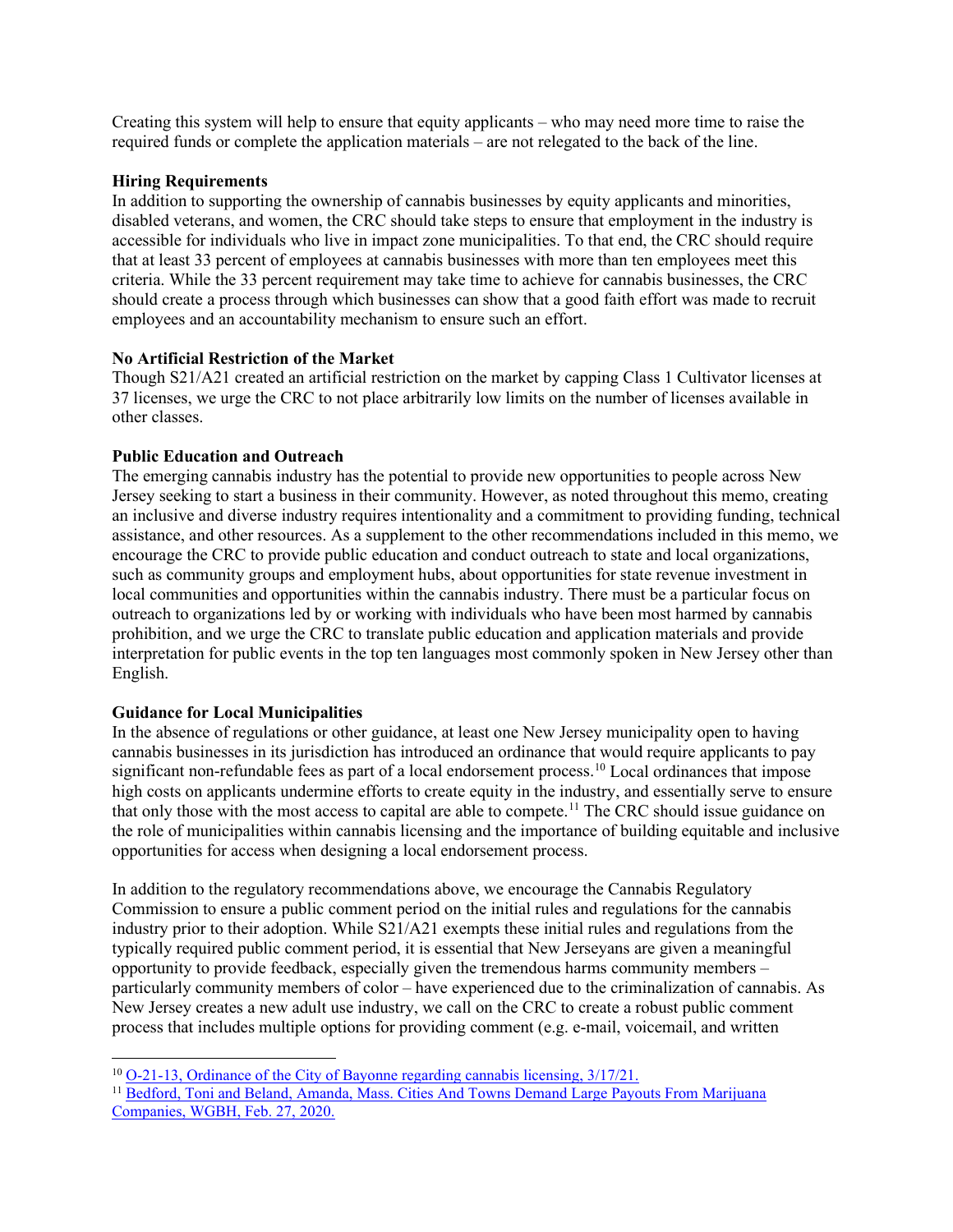Creating this system will help to ensure that equity applicants – who may need more time to raise the required funds or complete the application materials – are not relegated to the back of the line.

**Hiring Requirements**

In addition to supporting the ownership of cannabis businesses by equity applicants and minorities, disabled veterans, and women, the CRC should take steps to ensure that employment in the industry is accessible for individuals who live in impact zone municipalities. To that end, the CRC should require that at least 33 percent of employees at cannabis businesses with more than ten employees meet this criteria. While the 33 percent requirement may take time to achieve for cannabis businesses, the CRC should create a process through which businesses can show that a good faith effort was made to recruit employees and an accountability mechanism to ensure such an effort.

**No Artificial Restriction of the Market**

Though S21/A21 created an artificial restriction on the market by capping Class 1 Cultivator licenses at 37 licenses, we urge the CRC to not place arbitrarily low limits on the number of licenses available in other classes.

**Public Education and Outreach**

The emerging cannabis industry has the potential to provide new opportunities to people across New Jersey seeking to start a business in their community. However, as noted throughout this memo, creating an inclusive and diverse industry requires intentionality and a commitment to providing funding, technical assistance, and other resources. As a supplement to the other recommendations included in this memo, we encourage the CRC to provide public education and conduct outreach to state and local organizations, such as community groups and employment hubs, about opportunities for state revenue investment in local communities and opportunities within the cannabis industry. There must be a particular focus on outreach to organizations led by or working with individuals who have been most harmed by cannabis prohibition, and we urge the CRC to translate public education and application materials and provide interpretation for public events in the top ten languages most commonly spoken in New Jersey other than English.

**Guidance for Local Municipalities**

In the absence of regulations or other guidance, at least one New Jersey municipality open to having cannabis businesses in its jurisdiction has introduced an ordinance that would require applicants to pay significant non-refundable fees as part of a local endorsement process.[10] Local ordinances that impose high costs on applicants undermine efforts to create equity in the industry, and essentially serve to ensure that only those with the most access to capital are able to compete.[11] The CRC should issue guidance on the role of municipalities within cannabis licensing and the importance of building equitable and inclusive opportunities for access when designing a local endorsement process.

In addition to the regulatory recommendations above, we encourage the Cannabis Regulatory Commission to ensure a public comment period on the initial rules and regulations for the cannabis industry prior to their adoption. While S21/A21 exempts these initial rules and regulations from the typically required public comment period, it is essential that New Jerseyans are given a meaningful opportunity to provide feedback, especially given the tremendous harms community members – particularly community members of color – have experienced due to the criminalization of cannabis. As New Jersey creates a new adult use industry, we call on the CRC to create a robust public comment process that includes multiple options for providing comment (e.g. e-mail, voicemail, and written

---

[10] O-21-13, Ordinance of the City of Bayonne regarding cannabis licensing, 3/17/21.

[11] Bedford, Toni and Beland, Amanda, Mass. Cities And Towns Demand Large Payouts From Marijuana Companies, WGBH, Feb. 27, 2020.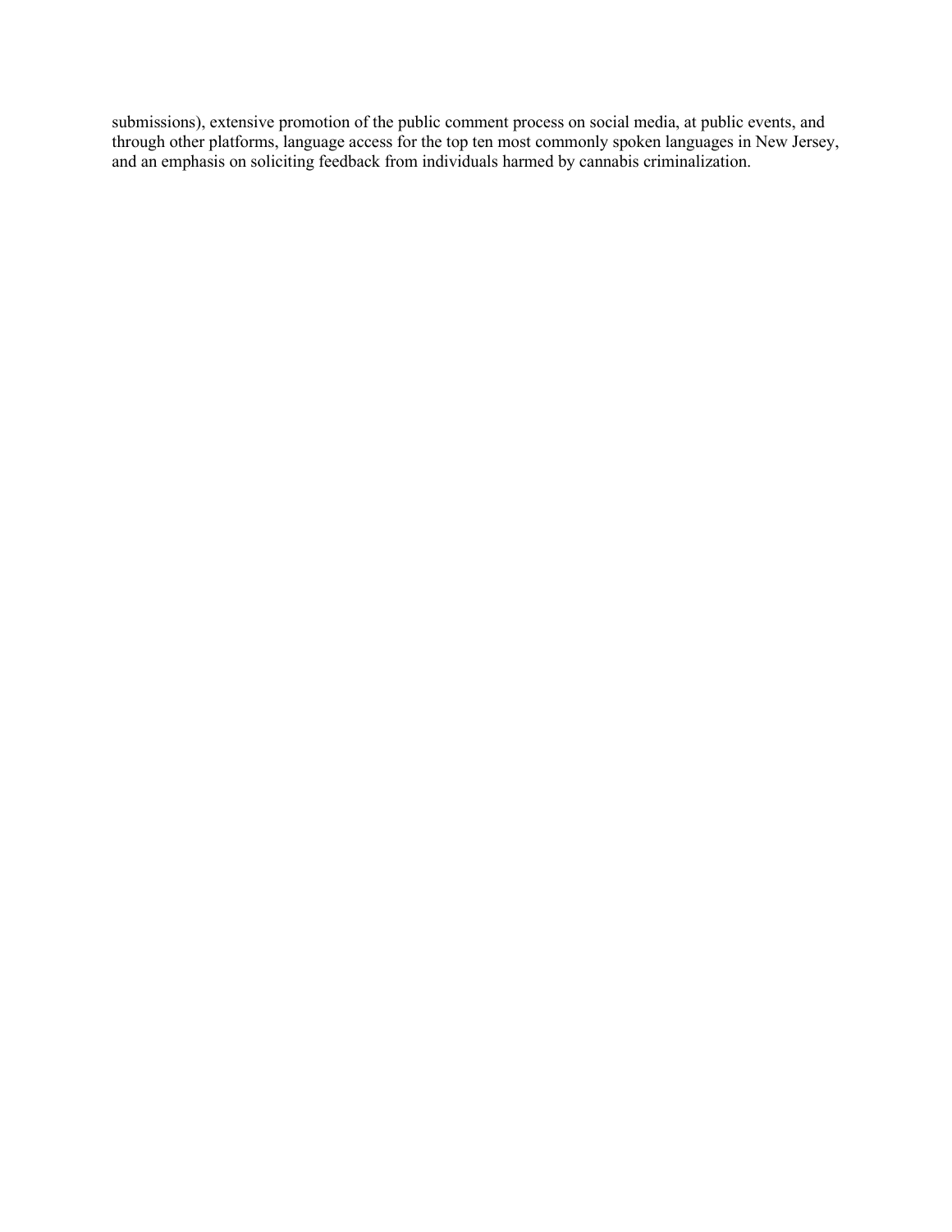submissions), extensive promotion of the public comment process on social media, at public events, and through other platforms, language access for the top ten most commonly spoken languages in New Jersey, and an emphasis on soliciting feedback from individuals harmed by cannabis criminalization.